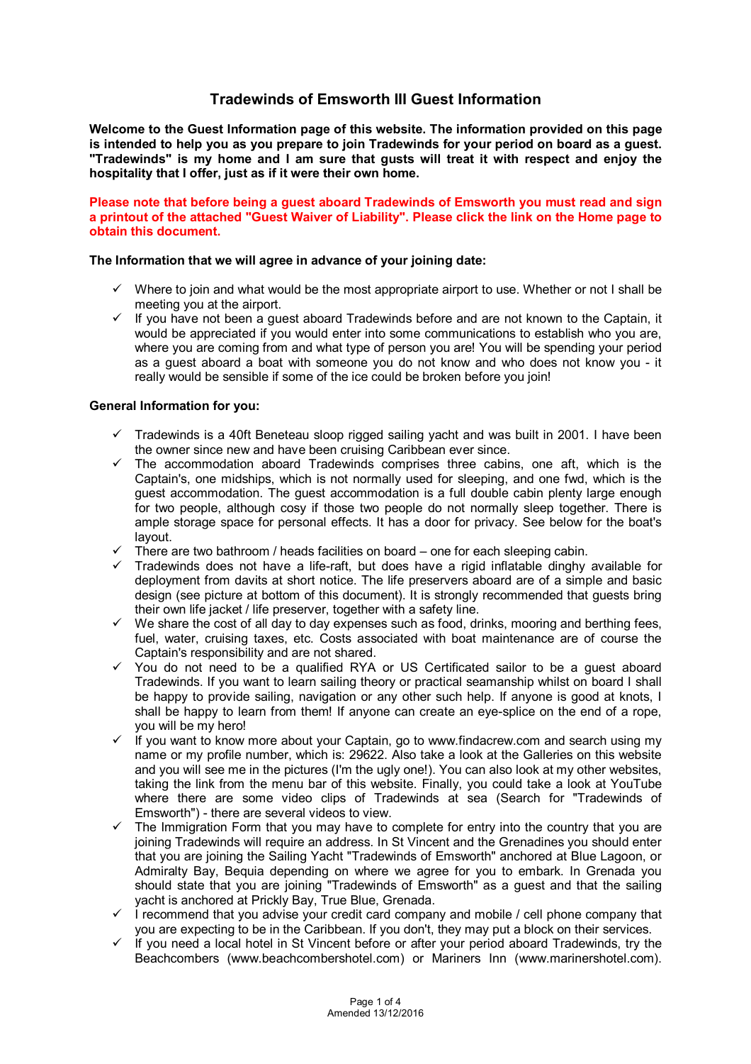# Tradewinds of Emsworth III Guest Information

**Welcome to the Guest Information page of this website. The information provided on this page is intended to help you as you prepare to join Tradewinds for your period on board as a guest. "Tradewinds" is my home and I am sure that gusts will treat it with respect and enjoy the hospitality that I offer, just as if it were their own home.**

**Please note that before being a guest aboard Tradewinds of Emsworth you must read and sign a printout of the attached "Guest Waiver of Liability". Please click the link on the Home page to obtain this document.**

**The Information that we will agree in advance of your joining date:**

- ✓ Where to join and what would be the most appropriate airport to use. Whether or not I shall be meeting you at the airport.
- ✓ If you have not been a guest aboard Tradewinds before and are not known to the Captain, it would be appreciated if you would enter into some communications to establish who you are, where you are coming from and what type of person you are! You will be spending your period as a guest aboard a boat with someone you do not know and who does not know you - it really would be sensible if some of the ice could be broken before you join!

**General Information for you:**

- ✓ Tradewinds is a 40ft Beneteau sloop rigged sailing yacht and was built in 2001. I have been the owner since new and have been cruising Caribbean ever since.
- ✓ The accommodation aboard Tradewinds comprises three cabins, one aft, which is the Captain's, one midships, which is not normally used for sleeping, and one fwd, which is the guest accommodation. The guest accommodation is a full double cabin plenty large enough for two people, although cosy if those two people do not normally sleep together. There is ample storage space for personal effects. It has a door for privacy. See below for the boat's layout.
- ✓ There are two bathroom / heads facilities on board – one for each sleeping cabin.
- ✓ Tradewinds does not have a life-raft, but does have a rigid inflatable dinghy available for deployment from davits at short notice. The life preservers aboard are of a simple and basic design (see picture at bottom of this document). It is strongly recommended that guests bring their own life jacket / life preserver, together with a safety line.
- ✓ We share the cost of all day to day expenses such as food, drinks, mooring and berthing fees, fuel, water, cruising taxes, etc. Costs associated with boat maintenance are of course the Captain's responsibility and are not shared.
- ✓ You do not need to be a qualified RYA or US Certificated sailor to be a guest aboard Tradewinds. If you want to learn sailing theory or practical seamanship whilst on board I shall be happy to provide sailing, navigation or any other such help. If anyone is good at knots, I shall be happy to learn from them! If anyone can create an eye-splice on the end of a rope, you will be my hero!
- ✓ If you want to know more about your Captain, go to www.findacrew.com and search using my name or my profile number, which is: 29622. Also take a look at the Galleries on this website and you will see me in the pictures (I'm the ugly one!). You can also look at my other websites, taking the link from the menu bar of this website. Finally, you could take a look at YouTube where there are some video clips of Tradewinds at sea (Search for "Tradewinds of Emsworth") - there are several videos to view.
- ✓ The Immigration Form that you may have to complete for entry into the country that you are joining Tradewinds will require an address. In St Vincent and the Grenadines you should enter that you are joining the Sailing Yacht "Tradewinds of Emsworth" anchored at Blue Lagoon, or Admiralty Bay, Bequia depending on where we agree for you to embark. In Grenada you should state that you are joining "Tradewinds of Emsworth" as a guest and that the sailing yacht is anchored at Prickly Bay, True Blue, Grenada.
- ✓ I recommend that you advise your credit card company and mobile / cell phone company that you are expecting to be in the Caribbean. If you don't, they may put a block on their services.
- ✓ If you need a local hotel in St Vincent before or after your period aboard Tradewinds, try the Beachcombers (www.beachcombershotel.com) or Mariners Inn (www.marinershotel.com).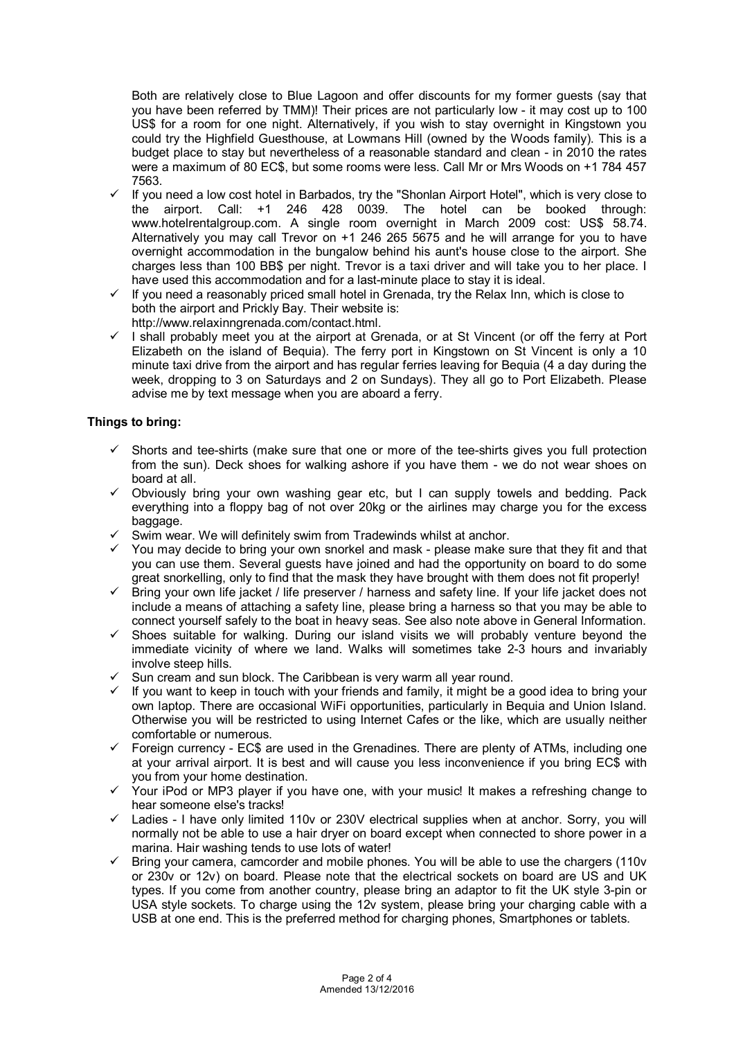Both are relatively close to Blue Lagoon and offer discounts for my former guests (say that you have been referred by TMM)! Their prices are not particularly low - it may cost up to 100 US$ for a room for one night. Alternatively, if you wish to stay overnight in Kingstown you could try the Highfield Guesthouse, at Lowmans Hill (owned by the Woods family). This is a budget place to stay but nevertheless of a reasonable standard and clean - in 2010 the rates were a maximum of 80 EC$, but some rooms were less. Call Mr or Mrs Woods on +1 784 457 7563.

- ✓ If you need a low cost hotel in Barbados, try the "Shonlan Airport Hotel", which is very close to the airport. Call: +1 246 428 0039. The hotel can be booked through: www.hotelrentalgroup.com. A single room overnight in March 2009 cost: US$ 58.74. Alternatively you may call Trevor on +1 246 265 5675 and he will arrange for you to have overnight accommodation in the bungalow behind his aunt's house close to the airport. She charges less than 100 BB$ per night. Trevor is a taxi driver and will take you to her place. I have used this accommodation and for a last-minute place to stay it is ideal.
- ✓ If you need a reasonably priced small hotel in Grenada, try the Relax Inn, which is close to both the airport and Prickly Bay. Their website is: http://www.relaxinngrenada.com/contact.html.
- ✓ I shall probably meet you at the airport at Grenada, or at St Vincent (or off the ferry at Port Elizabeth on the island of Bequia). The ferry port in Kingstown on St Vincent is only a 10 minute taxi drive from the airport and has regular ferries leaving for Bequia (4 a day during the week, dropping to 3 on Saturdays and 2 on Sundays). They all go to Port Elizabeth. Please advise me by text message when you are aboard a ferry.

**Things to bring:**

- ✓ Shorts and tee-shirts (make sure that one or more of the tee-shirts gives you full protection from the sun). Deck shoes for walking ashore if you have them - we do not wear shoes on board at all.
- ✓ Obviously bring your own washing gear etc, but I can supply towels and bedding. Pack everything into a floppy bag of not over 20kg or the airlines may charge you for the excess baggage.
- ✓ Swim wear. We will definitely swim from Tradewinds whilst at anchor.
- ✓ You may decide to bring your own snorkel and mask - please make sure that they fit and that you can use them. Several guests have joined and had the opportunity on board to do some great snorkelling, only to find that the mask they have brought with them does not fit properly!
- ✓ Bring your own life jacket / life preserver / harness and safety line. If your life jacket does not include a means of attaching a safety line, please bring a harness so that you may be able to connect yourself safely to the boat in heavy seas. See also note above in General Information.
- ✓ Shoes suitable for walking. During our island visits we will probably venture beyond the immediate vicinity of where we land. Walks will sometimes take 2-3 hours and invariably involve steep hills.
- ✓ Sun cream and sun block. The Caribbean is very warm all year round.
- ✓ If you want to keep in touch with your friends and family, it might be a good idea to bring your own laptop. There are occasional WiFi opportunities, particularly in Bequia and Union Island. Otherwise you will be restricted to using Internet Cafes or the like, which are usually neither comfortable or numerous.
- ✓ Foreign currency - EC$ are used in the Grenadines. There are plenty of ATMs, including one at your arrival airport. It is best and will cause you less inconvenience if you bring EC$ with you from your home destination.
- ✓ Your iPod or MP3 player if you have one, with your music! It makes a refreshing change to hear someone else's tracks!
- ✓ Ladies - I have only limited 110v or 230V electrical supplies when at anchor. Sorry, you will normally not be able to use a hair dryer on board except when connected to shore power in a marina. Hair washing tends to use lots of water!
- ✓ Bring your camera, camcorder and mobile phones. You will be able to use the chargers (110v or 230v or 12v) on board. Please note that the electrical sockets on board are US and UK types. If you come from another country, please bring an adaptor to fit the UK style 3-pin or USA style sockets. To charge using the 12v system, please bring your charging cable with a USB at one end. This is the preferred method for charging phones, Smartphones or tablets.

Amended 13/12/2016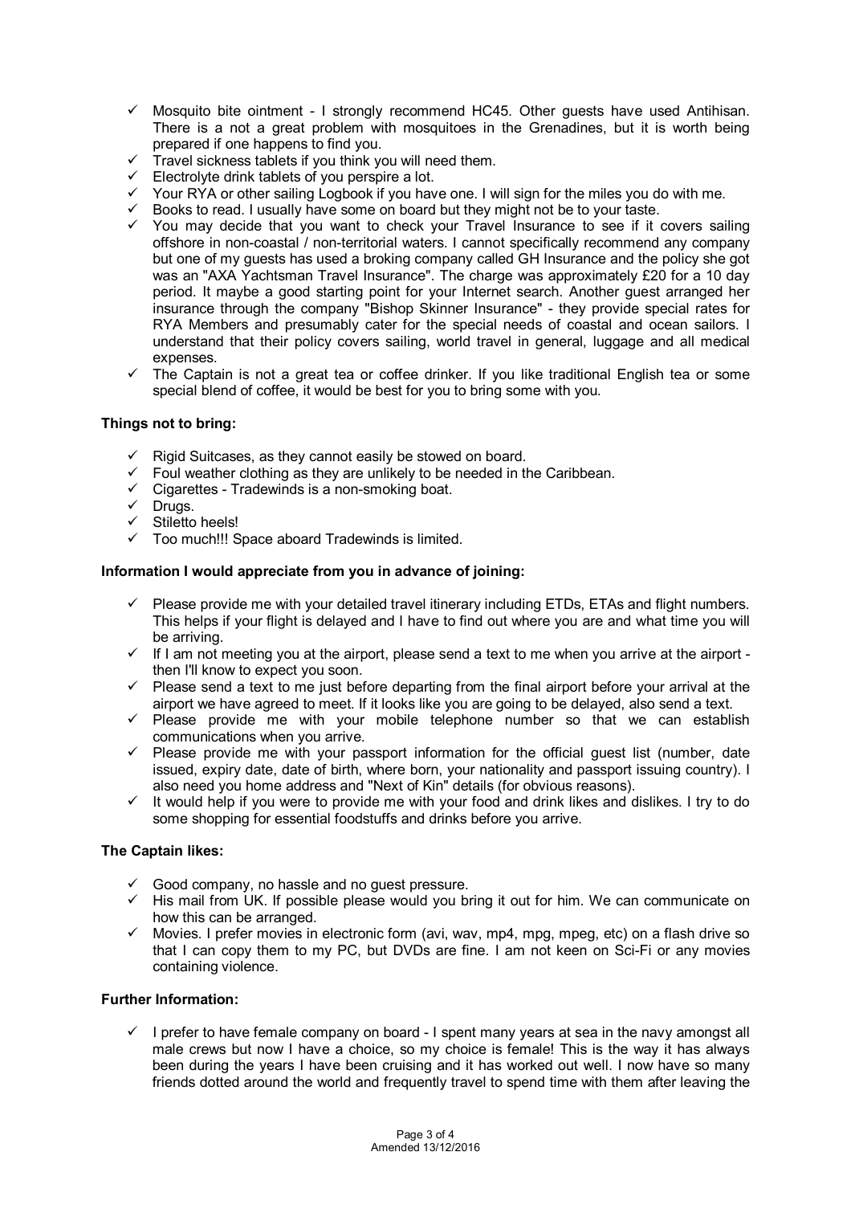- ✓ Mosquito bite ointment - I strongly recommend HC45. Other guests have used Antihisan. There is a not a great problem with mosquitoes in the Grenadines, but it is worth being prepared if one happens to find you.
- ✓ Travel sickness tablets if you think you will need them.
- ✓ Electrolyte drink tablets of you perspire a lot.
- ✓ Your RYA or other sailing Logbook if you have one. I will sign for the miles you do with me.
- ✓ Books to read. I usually have some on board but they might not be to your taste.
- ✓ You may decide that you want to check your Travel Insurance to see if it covers sailing offshore in non-coastal / non-territorial waters. I cannot specifically recommend any company but one of my guests has used a broking company called GH Insurance and the policy she got was an "AXA Yachtsman Travel Insurance". The charge was approximately £20 for a 10 day period. It maybe a good starting point for your Internet search. Another guest arranged her insurance through the company "Bishop Skinner Insurance" - they provide special rates for RYA Members and presumably cater for the special needs of coastal and ocean sailors. I understand that their policy covers sailing, world travel in general, luggage and all medical expenses.
- ✓ The Captain is not a great tea or coffee drinker. If you like traditional English tea or some special blend of coffee, it would be best for you to bring some with you.

**Things not to bring:**

- ✓ Rigid Suitcases, as they cannot easily be stowed on board.
- ✓ Foul weather clothing as they are unlikely to be needed in the Caribbean.
- ✓ Cigarettes - Tradewinds is a non-smoking boat.
- ✓ Drugs.
- ✓ Stiletto heels!
- ✓ Too much!!! Space aboard Tradewinds is limited.

**Information I would appreciate from you in advance of joining:**

- ✓ Please provide me with your detailed travel itinerary including ETDs, ETAs and flight numbers. This helps if your flight is delayed and I have to find out where you are and what time you will be arriving.
- ✓ If I am not meeting you at the airport, please send a text to me when you arrive at the airport - then I'll know to expect you soon.
- ✓ Please send a text to me just before departing from the final airport before your arrival at the airport we have agreed to meet. If it looks like you are going to be delayed, also send a text.
- ✓ Please provide me with your mobile telephone number so that we can establish communications when you arrive.
- ✓ Please provide me with your passport information for the official guest list (number, date issued, expiry date, date of birth, where born, your nationality and passport issuing country). I also need you home address and "Next of Kin" details (for obvious reasons).
- ✓ It would help if you were to provide me with your food and drink likes and dislikes. I try to do some shopping for essential foodstuffs and drinks before you arrive.

**The Captain likes:**

- ✓ Good company, no hassle and no guest pressure.
- ✓ His mail from UK. If possible please would you bring it out for him. We can communicate on how this can be arranged.
- ✓ Movies. I prefer movies in electronic form (avi, wav, mp4, mpg, mpeg, etc) on a flash drive so that I can copy them to my PC, but DVDs are fine. I am not keen on Sci-Fi or any movies containing violence.

**Further Information:**

- ✓ I prefer to have female company on board - I spent many years at sea in the navy amongst all male crews but now I have a choice, so my choice is female! This is the way it has always been during the years I have been cruising and it has worked out well. I now have so many friends dotted around the world and frequently travel to spend time with them after leaving the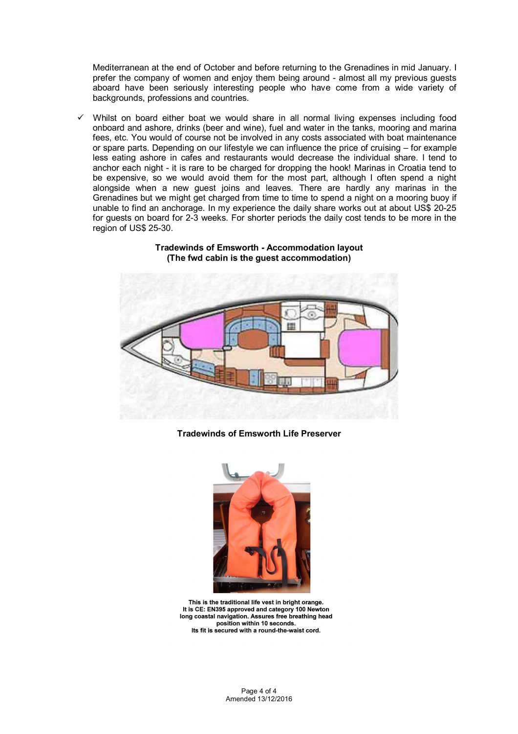Mediterranean at the end of October and before returning to the Grenadines in mid January. I prefer the company of women and enjoy them being around - almost all my previous guests aboard have been seriously interesting people who have come from a wide variety of backgrounds, professions and countries.

- ✓ Whilst on board either boat we would share in all normal living expenses including food onboard and ashore, drinks (beer and wine), fuel and water in the tanks, mooring and marina fees, etc. You would of course not be involved in any costs associated with boat maintenance or spare parts. Depending on our lifestyle we can influence the price of cruising – for example less eating ashore in cafes and restaurants would decrease the individual share. I tend to anchor each night - it is rare to be charged for dropping the hook! Marinas in Croatia tend to be expensive, so we would avoid them for the most part, although I often spend a night alongside when a new guest joins and leaves. There are hardly any marinas in the Grenadines but we might get charged from time to time to spend a night on a mooring buoy if unable to find an anchorage. In my experience the daily share works out at about US$ 20-25 for guests on board for 2-3 weeks. For shorter periods the daily cost tends to be more in the region of US$ 25-30.

**Tradewinds of Emsworth - Accommodation layout**
**(The fwd cabin is the guest accommodation)**

**Tradewinds of Emsworth Life Preserver**

**This is the traditional life vest in bright orange.**
**It is CE: EN395 approved and category 100 Newton long coastal navigation. Assures free breathing head position within 10 seconds.**
**Its fit is secured with a round-the-waist cord.**

Amended 13/12/2016